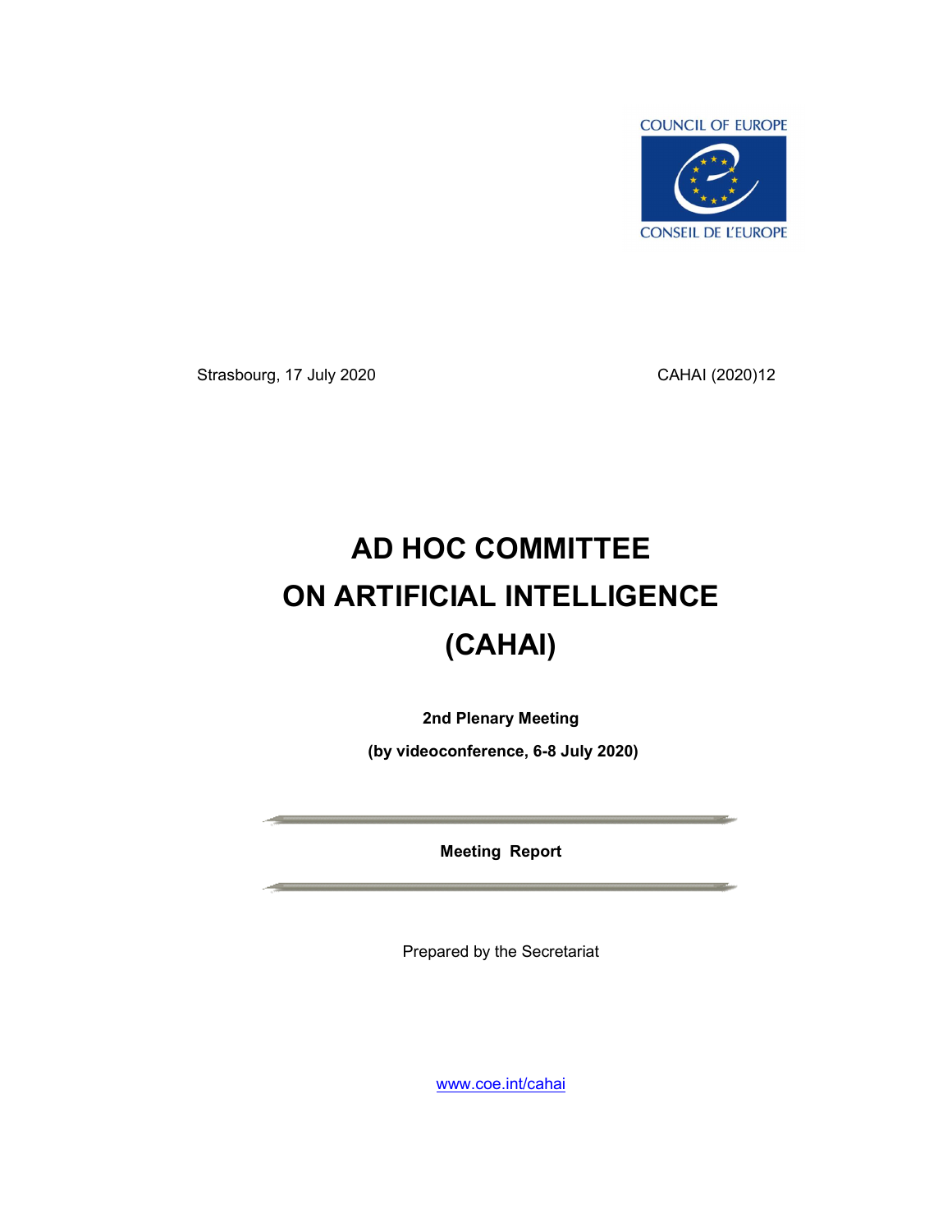COUNCIL OF EUROPE

CONSEIL DE L'EUROPE

Strasbourg, 17 July 2020 CAHAI (2020)12

# AD HOC COMMITTEE ON ARTIFICIAL INTELLIGENCE (CAHAI)

**2nd Plenary Meeting**

**(by videoconference, 6-8 July 2020)**

**Meeting Report**

Prepared by the Secretariat

www.coe.int/cahai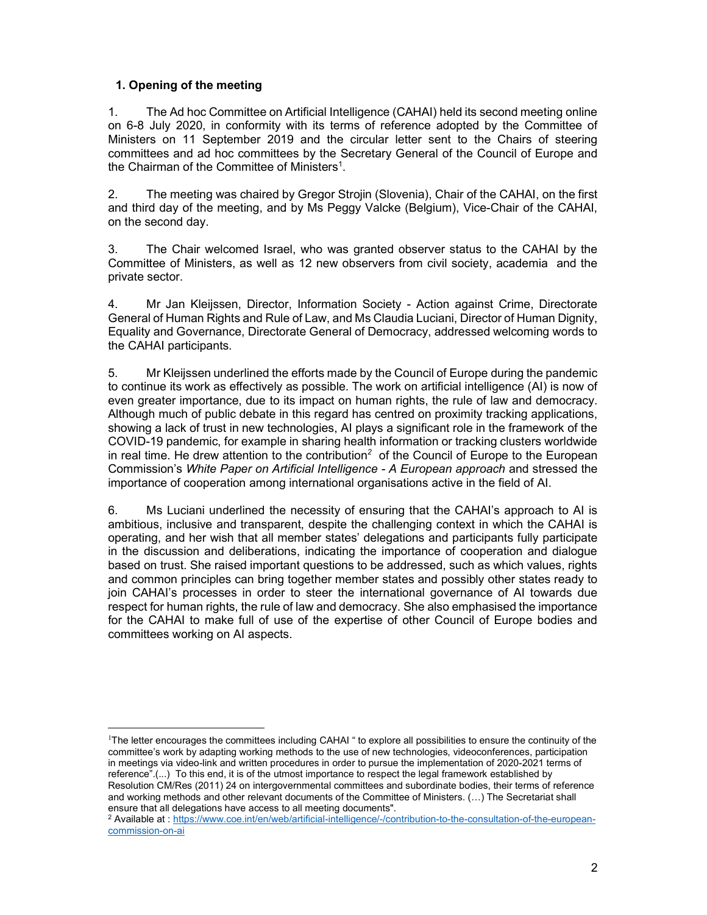## 1. Opening of the meeting

1. The Ad hoc Committee on Artificial Intelligence (CAHAI) held its second meeting online on 6-8 July 2020, in conformity with its terms of reference adopted by the Committee of Ministers on 11 September 2019 and the circular letter sent to the Chairs of steering committees and ad hoc committees by the Secretary General of the Council of Europe and the Chairman of the Committee of Ministers[1].

2. The meeting was chaired by Gregor Strojin (Slovenia), Chair of the CAHAI, on the first and third day of the meeting, and by Ms Peggy Valcke (Belgium), Vice-Chair of the CAHAI, on the second day.

3. The Chair welcomed Israel, who was granted observer status to the CAHAI by the Committee of Ministers, as well as 12 new observers from civil society, academia and the private sector.

4. Mr Jan Kleijssen, Director, Information Society - Action against Crime, Directorate General of Human Rights and Rule of Law, and Ms Claudia Luciani, Director of Human Dignity, Equality and Governance, Directorate General of Democracy, addressed welcoming words to the CAHAI participants.

5. Mr Kleijssen underlined the efforts made by the Council of Europe during the pandemic to continue its work as effectively as possible. The work on artificial intelligence (AI) is now of even greater importance, due to its impact on human rights, the rule of law and democracy. Although much of public debate in this regard has centred on proximity tracking applications, showing a lack of trust in new technologies, AI plays a significant role in the framework of the COVID-19 pandemic, for example in sharing health information or tracking clusters worldwide in real time. He drew attention to the contribution[2] of the Council of Europe to the European Commission's *White Paper on Artificial Intelligence - A European approach* and stressed the importance of cooperation among international organisations active in the field of AI.

6. Ms Luciani underlined the necessity of ensuring that the CAHAI's approach to AI is ambitious, inclusive and transparent, despite the challenging context in which the CAHAI is operating, and her wish that all member states' delegations and participants fully participate in the discussion and deliberations, indicating the importance of cooperation and dialogue based on trust. She raised important questions to be addressed, such as which values, rights and common principles can bring together member states and possibly other states ready to join CAHAI's processes in order to steer the international governance of AI towards due respect for human rights, the rule of law and democracy. She also emphasised the importance for the CAHAI to make full of use of the expertise of other Council of Europe bodies and committees working on AI aspects.

---

[1] The letter encourages the committees including CAHAI " to explore all possibilities to ensure the continuity of the committee's work by adapting working methods to the use of new technologies, videoconferences, participation in meetings via video-link and written procedures in order to pursue the implementation of 2020-2021 terms of reference".(...) To this end, it is of the utmost importance to respect the legal framework established by Resolution CM/Res (2011) 24 on intergovernmental committees and subordinate bodies, their terms of reference and working methods and other relevant documents of the Committee of Ministers. (…) The Secretariat shall ensure that all delegations have access to all meeting documents".

[2] Available at : https://www.coe.int/en/web/artificial-intelligence/-/contribution-to-the-consultation-of-the-european-commission-on-ai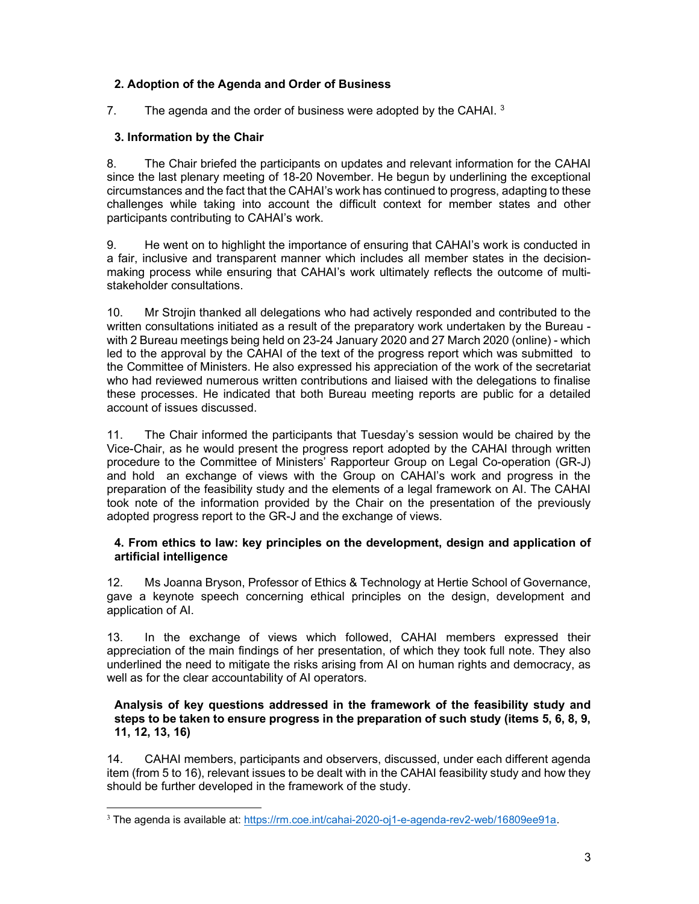## 2. Adoption of the Agenda and Order of Business

7. The agenda and the order of business were adopted by the CAHAI. [3]

## 3. Information by the Chair

8. The Chair briefed the participants on updates and relevant information for the CAHAI since the last plenary meeting of 18-20 November. He begun by underlining the exceptional circumstances and the fact that the CAHAI's work has continued to progress, adapting to these challenges while taking into account the difficult context for member states and other participants contributing to CAHAI's work.

9. He went on to highlight the importance of ensuring that CAHAI's work is conducted in a fair, inclusive and transparent manner which includes all member states in the decision-making process while ensuring that CAHAI's work ultimately reflects the outcome of multi-stakeholder consultations.

10. Mr Strojin thanked all delegations who had actively responded and contributed to the written consultations initiated as a result of the preparatory work undertaken by the Bureau - with 2 Bureau meetings being held on 23-24 January 2020 and 27 March 2020 (online) - which led to the approval by the CAHAI of the text of the progress report which was submitted to the Committee of Ministers. He also expressed his appreciation of the work of the secretariat who had reviewed numerous written contributions and liaised with the delegations to finalise these processes. He indicated that both Bureau meeting reports are public for a detailed account of issues discussed.

11. The Chair informed the participants that Tuesday's session would be chaired by the Vice-Chair, as he would present the progress report adopted by the CAHAI through written procedure to the Committee of Ministers' Rapporteur Group on Legal Co-operation (GR-J) and hold an exchange of views with the Group on CAHAI's work and progress in the preparation of the feasibility study and the elements of a legal framework on AI. The CAHAI took note of the information provided by the Chair on the presentation of the previously adopted progress report to the GR-J and the exchange of views.

## 4. From ethics to law: key principles on the development, design and application of artificial intelligence

12. Ms Joanna Bryson, Professor of Ethics & Technology at Hertie School of Governance, gave a keynote speech concerning ethical principles on the design, development and application of AI.

13. In the exchange of views which followed, CAHAI members expressed their appreciation of the main findings of her presentation, of which they took full note. They also underlined the need to mitigate the risks arising from AI on human rights and democracy, as well as for the clear accountability of AI operators.

## Analysis of key questions addressed in the framework of the feasibility study and steps to be taken to ensure progress in the preparation of such study (items 5, 6, 8, 9, 11, 12, 13, 16)

14. CAHAI members, participants and observers, discussed, under each different agenda item (from 5 to 16), relevant issues to be dealt with in the CAHAI feasibility study and how they should be further developed in the framework of the study.

---

[3] The agenda is available at: https://rm.coe.int/cahai-2020-oj1-e-agenda-rev2-web/16809ee91a.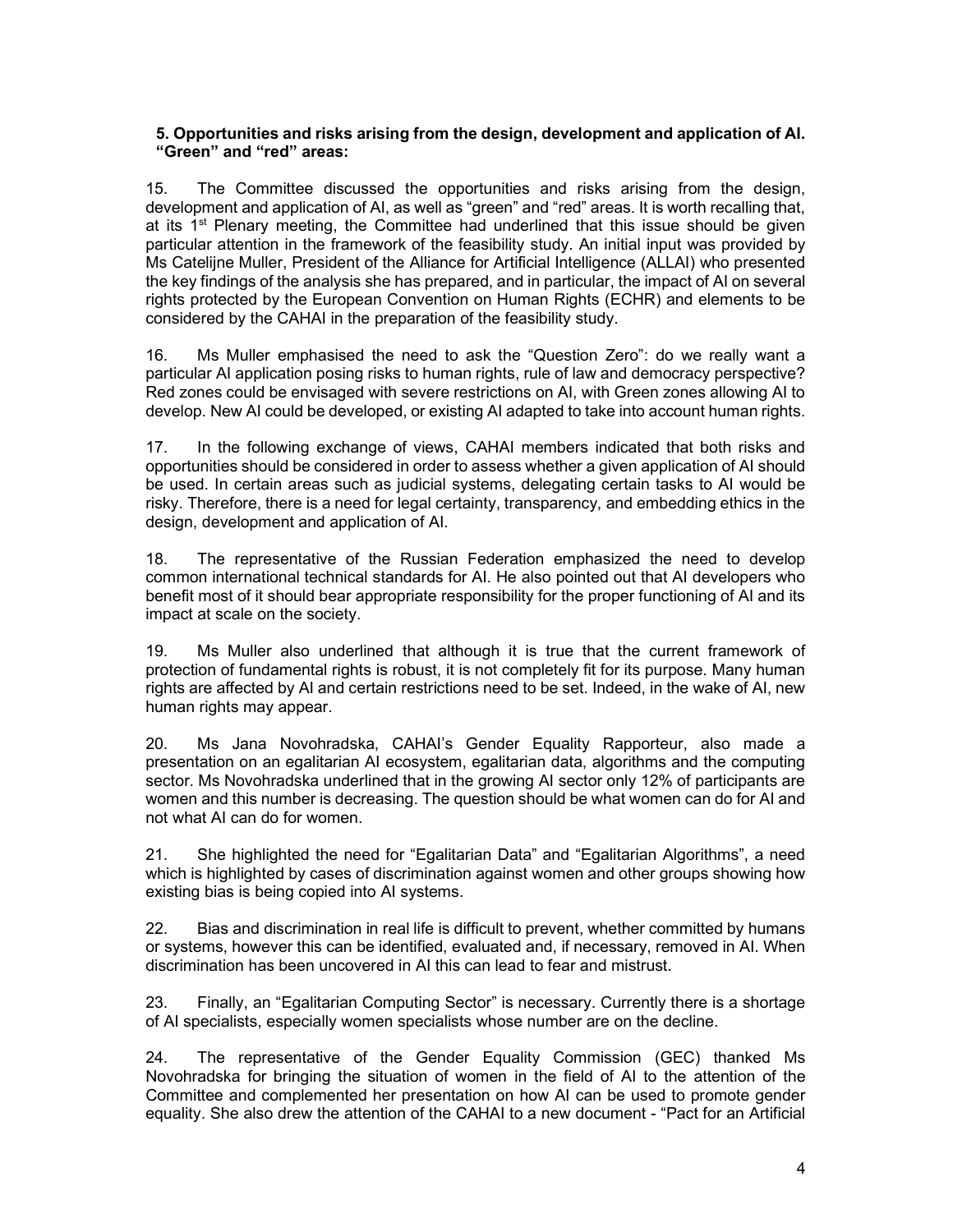**5. Opportunities and risks arising from the design, development and application of AI. "Green" and "red" areas:**

15. The Committee discussed the opportunities and risks arising from the design, development and application of AI, as well as "green" and "red" areas. It is worth recalling that, at its 1st Plenary meeting, the Committee had underlined that this issue should be given particular attention in the framework of the feasibility study. An initial input was provided by Ms Catelijne Muller, President of the Alliance for Artificial Intelligence (ALLAI) who presented the key findings of the analysis she has prepared, and in particular, the impact of AI on several rights protected by the European Convention on Human Rights (ECHR) and elements to be considered by the CAHAI in the preparation of the feasibility study.

16. Ms Muller emphasised the need to ask the "Question Zero": do we really want a particular AI application posing risks to human rights, rule of law and democracy perspective? Red zones could be envisaged with severe restrictions on AI, with Green zones allowing AI to develop. New AI could be developed, or existing AI adapted to take into account human rights.

17. In the following exchange of views, CAHAI members indicated that both risks and opportunities should be considered in order to assess whether a given application of AI should be used. In certain areas such as judicial systems, delegating certain tasks to AI would be risky. Therefore, there is a need for legal certainty, transparency, and embedding ethics in the design, development and application of AI.

18. The representative of the Russian Federation emphasized the need to develop common international technical standards for AI. He also pointed out that AI developers who benefit most of it should bear appropriate responsibility for the proper functioning of AI and its impact at scale on the society.

19. Ms Muller also underlined that although it is true that the current framework of protection of fundamental rights is robust, it is not completely fit for its purpose. Many human rights are affected by AI and certain restrictions need to be set. Indeed, in the wake of AI, new human rights may appear.

20. Ms Jana Novohradska, CAHAI's Gender Equality Rapporteur, also made a presentation on an egalitarian AI ecosystem, egalitarian data, algorithms and the computing sector. Ms Novohradska underlined that in the growing AI sector only 12% of participants are women and this number is decreasing. The question should be what women can do for AI and not what AI can do for women.

21. She highlighted the need for "Egalitarian Data" and "Egalitarian Algorithms", a need which is highlighted by cases of discrimination against women and other groups showing how existing bias is being copied into AI systems.

22. Bias and discrimination in real life is difficult to prevent, whether committed by humans or systems, however this can be identified, evaluated and, if necessary, removed in AI. When discrimination has been uncovered in AI this can lead to fear and mistrust.

23. Finally, an "Egalitarian Computing Sector" is necessary. Currently there is a shortage of AI specialists, especially women specialists whose number are on the decline.

24. The representative of the Gender Equality Commission (GEC) thanked Ms Novohradska for bringing the situation of women in the field of AI to the attention of the Committee and complemented her presentation on how AI can be used to promote gender equality. She also drew the attention of the CAHAI to a new document - "Pact for an Artificial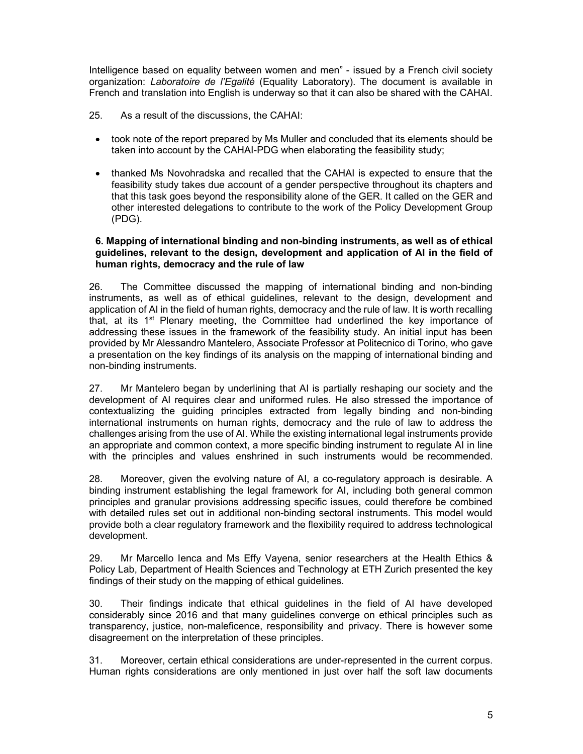Intelligence based on equality between women and men" - issued by a French civil society organization: *Laboratoire de l'Egalité* (Equality Laboratory). The document is available in French and translation into English is underway so that it can also be shared with the CAHAI.

25. As a result of the discussions, the CAHAI:

- took note of the report prepared by Ms Muller and concluded that its elements should be taken into account by the CAHAI-PDG when elaborating the feasibility study;
- thanked Ms Novohradska and recalled that the CAHAI is expected to ensure that the feasibility study takes due account of a gender perspective throughout its chapters and that this task goes beyond the responsibility alone of the GER. It called on the GER and other interested delegations to contribute to the work of the Policy Development Group (PDG).

### 6. Mapping of international binding and non-binding instruments, as well as of ethical guidelines, relevant to the design, development and application of AI in the field of human rights, democracy and the rule of law

26. The Committee discussed the mapping of international binding and non-binding instruments, as well as of ethical guidelines, relevant to the design, development and application of AI in the field of human rights, democracy and the rule of law. It is worth recalling that, at its 1st Plenary meeting, the Committee had underlined the key importance of addressing these issues in the framework of the feasibility study. An initial input has been provided by Mr Alessandro Mantelero, Associate Professor at Politecnico di Torino, who gave a presentation on the key findings of its analysis on the mapping of international binding and non-binding instruments.

27. Mr Mantelero began by underlining that AI is partially reshaping our society and the development of AI requires clear and uniformed rules. He also stressed the importance of contextualizing the guiding principles extracted from legally binding and non-binding international instruments on human rights, democracy and the rule of law to address the challenges arising from the use of AI. While the existing international legal instruments provide an appropriate and common context, a more specific binding instrument to regulate AI in line with the principles and values enshrined in such instruments would be recommended.

28. Moreover, given the evolving nature of AI, a co-regulatory approach is desirable. A binding instrument establishing the legal framework for AI, including both general common principles and granular provisions addressing specific issues, could therefore be combined with detailed rules set out in additional non-binding sectoral instruments. This model would provide both a clear regulatory framework and the flexibility required to address technological development.

29. Mr Marcello Ienca and Ms Effy Vayena, senior researchers at the Health Ethics & Policy Lab, Department of Health Sciences and Technology at ETH Zurich presented the key findings of their study on the mapping of ethical guidelines.

30. Their findings indicate that ethical guidelines in the field of AI have developed considerably since 2016 and that many guidelines converge on ethical principles such as transparency, justice, non-maleficence, responsibility and privacy. There is however some disagreement on the interpretation of these principles.

31. Moreover, certain ethical considerations are under-represented in the current corpus. Human rights considerations are only mentioned in just over half the soft law documents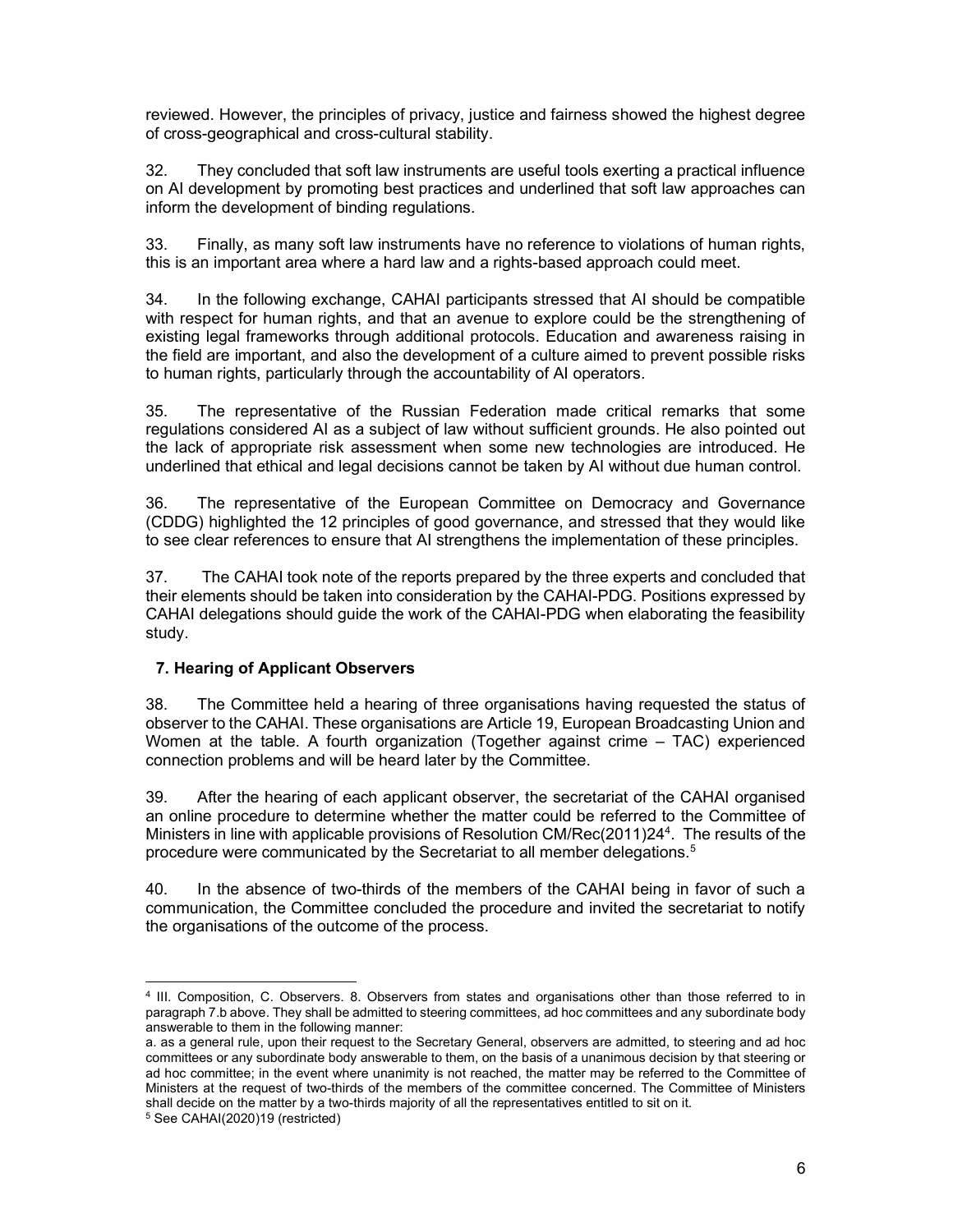reviewed. However, the principles of privacy, justice and fairness showed the highest degree of cross-geographical and cross-cultural stability.

32. They concluded that soft law instruments are useful tools exerting a practical influence on AI development by promoting best practices and underlined that soft law approaches can inform the development of binding regulations.

33. Finally, as many soft law instruments have no reference to violations of human rights, this is an important area where a hard law and a rights-based approach could meet.

34. In the following exchange, CAHAI participants stressed that AI should be compatible with respect for human rights, and that an avenue to explore could be the strengthening of existing legal frameworks through additional protocols. Education and awareness raising in the field are important, and also the development of a culture aimed to prevent possible risks to human rights, particularly through the accountability of AI operators.

35. The representative of the Russian Federation made critical remarks that some regulations considered AI as a subject of law without sufficient grounds. He also pointed out the lack of appropriate risk assessment when some new technologies are introduced. He underlined that ethical and legal decisions cannot be taken by AI without due human control.

36. The representative of the European Committee on Democracy and Governance (CDDG) highlighted the 12 principles of good governance, and stressed that they would like to see clear references to ensure that AI strengthens the implementation of these principles.

37. The CAHAI took note of the reports prepared by the three experts and concluded that their elements should be taken into consideration by the CAHAI-PDG. Positions expressed by CAHAI delegations should guide the work of the CAHAI-PDG when elaborating the feasibility study.

## 7. Hearing of Applicant Observers

38. The Committee held a hearing of three organisations having requested the status of observer to the CAHAI. These organisations are Article 19, European Broadcasting Union and Women at the table. A fourth organization (Together against crime – TAC) experienced connection problems and will be heard later by the Committee.

39. After the hearing of each applicant observer, the secretariat of the CAHAI organised an online procedure to determine whether the matter could be referred to the Committee of Ministers in line with applicable provisions of Resolution CM/Rec(2011)24[4]. The results of the procedure were communicated by the Secretariat to all member delegations.[5]

40. In the absence of two-thirds of the members of the CAHAI being in favor of such a communication, the Committee concluded the procedure and invited the secretariat to notify the organisations of the outcome of the process.

---

[4] III. Composition, C. Observers. 8. Observers from states and organisations other than those referred to in paragraph 7.b above. They shall be admitted to steering committees, ad hoc committees and any subordinate body answerable to them in the following manner:

a. as a general rule, upon their request to the Secretary General, observers are admitted, to steering and ad hoc committees or any subordinate body answerable to them, on the basis of a unanimous decision by that steering or ad hoc committee; in the event where unanimity is not reached, the matter may be referred to the Committee of Ministers at the request of two-thirds of the members of the committee concerned. The Committee of Ministers shall decide on the matter by a two-thirds majority of all the representatives entitled to sit on it.

[5] See CAHAI(2020)19 (restricted)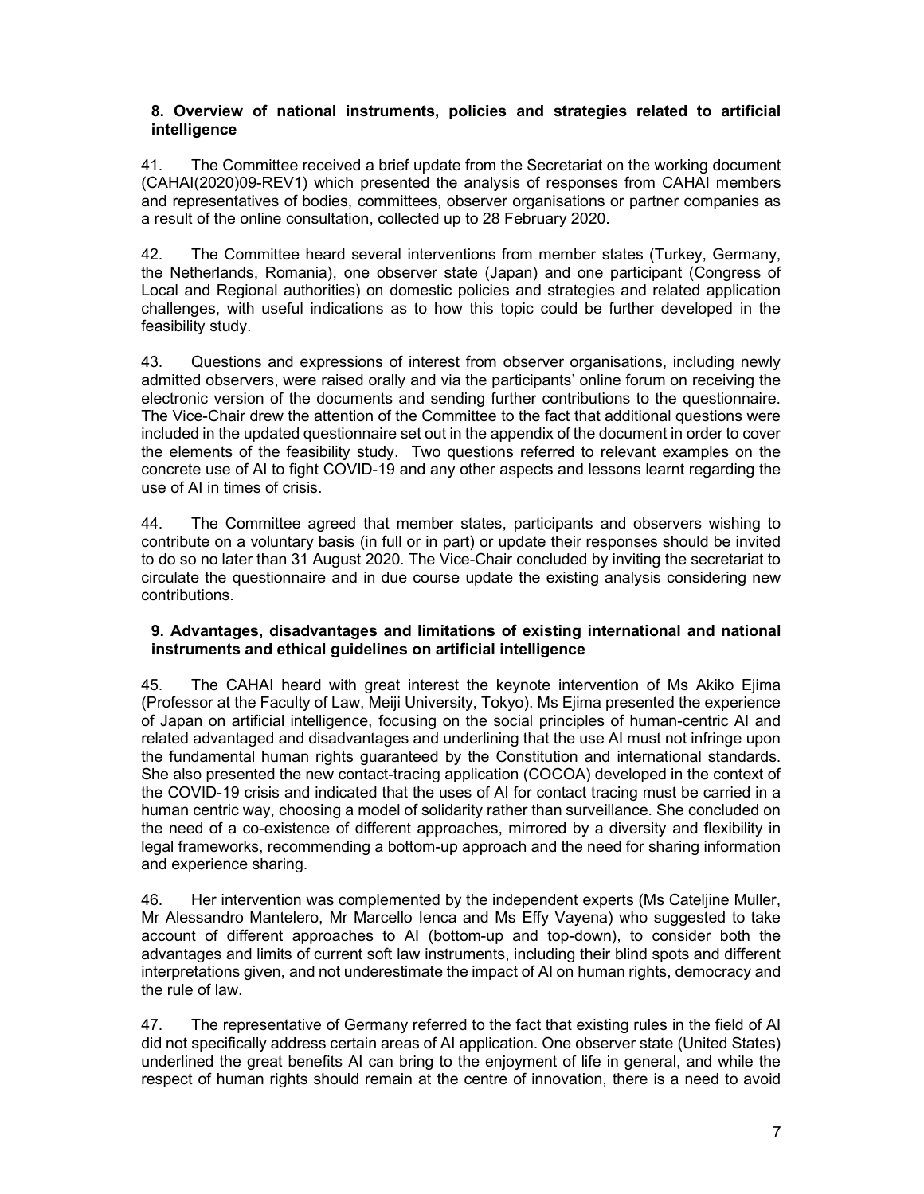## 8. Overview of national instruments, policies and strategies related to artificial intelligence

41. The Committee received a brief update from the Secretariat on the working document (CAHAI(2020)09-REV1) which presented the analysis of responses from CAHAI members and representatives of bodies, committees, observer organisations or partner companies as a result of the online consultation, collected up to 28 February 2020.

42. The Committee heard several interventions from member states (Turkey, Germany, the Netherlands, Romania), one observer state (Japan) and one participant (Congress of Local and Regional authorities) on domestic policies and strategies and related application challenges, with useful indications as to how this topic could be further developed in the feasibility study.

43. Questions and expressions of interest from observer organisations, including newly admitted observers, were raised orally and via the participants' online forum on receiving the electronic version of the documents and sending further contributions to the questionnaire. The Vice-Chair drew the attention of the Committee to the fact that additional questions were included in the updated questionnaire set out in the appendix of the document in order to cover the elements of the feasibility study. Two questions referred to relevant examples on the concrete use of AI to fight COVID-19 and any other aspects and lessons learnt regarding the use of AI in times of crisis.

44. The Committee agreed that member states, participants and observers wishing to contribute on a voluntary basis (in full or in part) or update their responses should be invited to do so no later than 31 August 2020. The Vice-Chair concluded by inviting the secretariat to circulate the questionnaire and in due course update the existing analysis considering new contributions.

## 9. Advantages, disadvantages and limitations of existing international and national instruments and ethical guidelines on artificial intelligence

45. The CAHAI heard with great interest the keynote intervention of Ms Akiko Ejima (Professor at the Faculty of Law, Meiji University, Tokyo). Ms Ejima presented the experience of Japan on artificial intelligence, focusing on the social principles of human-centric AI and related advantaged and disadvantages and underlining that the use AI must not infringe upon the fundamental human rights guaranteed by the Constitution and international standards. She also presented the new contact-tracing application (COCOA) developed in the context of the COVID-19 crisis and indicated that the uses of AI for contact tracing must be carried in a human centric way, choosing a model of solidarity rather than surveillance. She concluded on the need of a co-existence of different approaches, mirrored by a diversity and flexibility in legal frameworks, recommending a bottom-up approach and the need for sharing information and experience sharing.

46. Her intervention was complemented by the independent experts (Ms Cateljine Muller, Mr Alessandro Mantelero, Mr Marcello Ienca and Ms Effy Vayena) who suggested to take account of different approaches to AI (bottom-up and top-down), to consider both the advantages and limits of current soft law instruments, including their blind spots and different interpretations given, and not underestimate the impact of AI on human rights, democracy and the rule of law.

47. The representative of Germany referred to the fact that existing rules in the field of AI did not specifically address certain areas of AI application. One observer state (United States) underlined the great benefits AI can bring to the enjoyment of life in general, and while the respect of human rights should remain at the centre of innovation, there is a need to avoid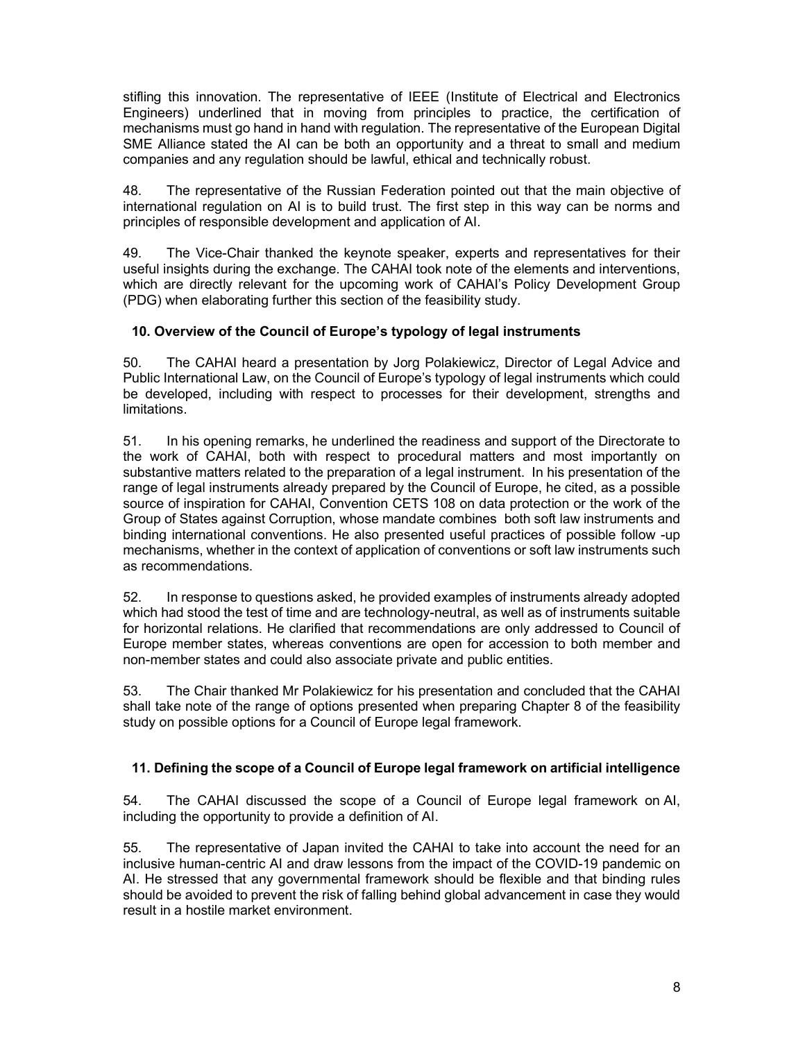stifling this innovation. The representative of IEEE (Institute of Electrical and Electronics Engineers) underlined that in moving from principles to practice, the certification of mechanisms must go hand in hand with regulation. The representative of the European Digital SME Alliance stated the AI can be both an opportunity and a threat to small and medium companies and any regulation should be lawful, ethical and technically robust.

48. The representative of the Russian Federation pointed out that the main objective of international regulation on AI is to build trust. The first step in this way can be norms and principles of responsible development and application of AI.

49. The Vice-Chair thanked the keynote speaker, experts and representatives for their useful insights during the exchange. The CAHAI took note of the elements and interventions, which are directly relevant for the upcoming work of CAHAI's Policy Development Group (PDG) when elaborating further this section of the feasibility study.

## 10. Overview of the Council of Europe's typology of legal instruments

50. The CAHAI heard a presentation by Jorg Polakiewicz, Director of Legal Advice and Public International Law, on the Council of Europe's typology of legal instruments which could be developed, including with respect to processes for their development, strengths and limitations.

51. In his opening remarks, he underlined the readiness and support of the Directorate to the work of CAHAI, both with respect to procedural matters and most importantly on substantive matters related to the preparation of a legal instrument. In his presentation of the range of legal instruments already prepared by the Council of Europe, he cited, as a possible source of inspiration for CAHAI, Convention CETS 108 on data protection or the work of the Group of States against Corruption, whose mandate combines both soft law instruments and binding international conventions. He also presented useful practices of possible follow -up mechanisms, whether in the context of application of conventions or soft law instruments such as recommendations.

52. In response to questions asked, he provided examples of instruments already adopted which had stood the test of time and are technology-neutral, as well as of instruments suitable for horizontal relations. He clarified that recommendations are only addressed to Council of Europe member states, whereas conventions are open for accession to both member and non-member states and could also associate private and public entities.

53. The Chair thanked Mr Polakiewicz for his presentation and concluded that the CAHAI shall take note of the range of options presented when preparing Chapter 8 of the feasibility study on possible options for a Council of Europe legal framework.

## 11. Defining the scope of a Council of Europe legal framework on artificial intelligence

54. The CAHAI discussed the scope of a Council of Europe legal framework on AI, including the opportunity to provide a definition of AI.

55. The representative of Japan invited the CAHAI to take into account the need for an inclusive human-centric AI and draw lessons from the impact of the COVID-19 pandemic on AI. He stressed that any governmental framework should be flexible and that binding rules should be avoided to prevent the risk of falling behind global advancement in case they would result in a hostile market environment.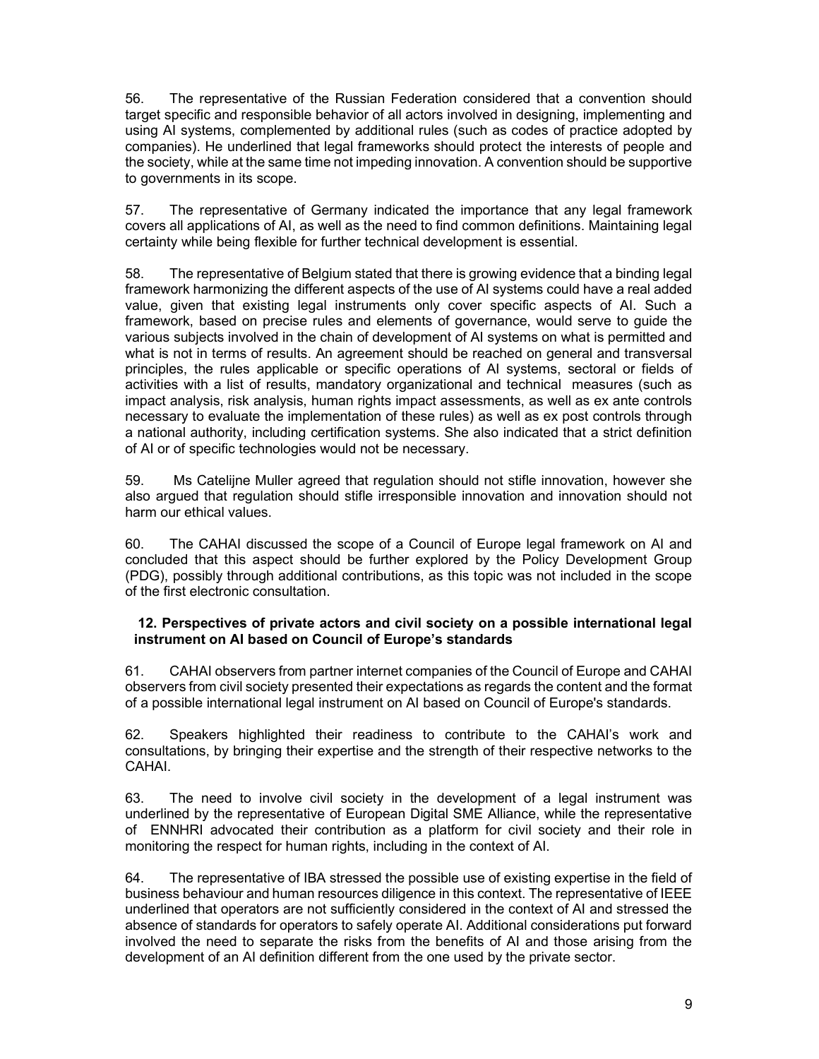56. The representative of the Russian Federation considered that a convention should target specific and responsible behavior of all actors involved in designing, implementing and using AI systems, complemented by additional rules (such as codes of practice adopted by companies). He underlined that legal frameworks should protect the interests of people and the society, while at the same time not impeding innovation. A convention should be supportive to governments in its scope.

57. The representative of Germany indicated the importance that any legal framework covers all applications of AI, as well as the need to find common definitions. Maintaining legal certainty while being flexible for further technical development is essential.

58. The representative of Belgium stated that there is growing evidence that a binding legal framework harmonizing the different aspects of the use of AI systems could have a real added value, given that existing legal instruments only cover specific aspects of AI. Such a framework, based on precise rules and elements of governance, would serve to guide the various subjects involved in the chain of development of AI systems on what is permitted and what is not in terms of results. An agreement should be reached on general and transversal principles, the rules applicable or specific operations of AI systems, sectoral or fields of activities with a list of results, mandatory organizational and technical measures (such as impact analysis, risk analysis, human rights impact assessments, as well as ex ante controls necessary to evaluate the implementation of these rules) as well as ex post controls through a national authority, including certification systems. She also indicated that a strict definition of AI or of specific technologies would not be necessary.

59. Ms Catelijne Muller agreed that regulation should not stifle innovation, however she also argued that regulation should stifle irresponsible innovation and innovation should not harm our ethical values.

60. The CAHAI discussed the scope of a Council of Europe legal framework on AI and concluded that this aspect should be further explored by the Policy Development Group (PDG), possibly through additional contributions, as this topic was not included in the scope of the first electronic consultation.

### 12. Perspectives of private actors and civil society on a possible international legal instrument on AI based on Council of Europe's standards

61. CAHAI observers from partner internet companies of the Council of Europe and CAHAI observers from civil society presented their expectations as regards the content and the format of a possible international legal instrument on AI based on Council of Europe's standards.

62. Speakers highlighted their readiness to contribute to the CAHAI's work and consultations, by bringing their expertise and the strength of their respective networks to the CAHAI.

63. The need to involve civil society in the development of a legal instrument was underlined by the representative of European Digital SME Alliance, while the representative of ENNHRI advocated their contribution as a platform for civil society and their role in monitoring the respect for human rights, including in the context of AI.

64. The representative of IBA stressed the possible use of existing expertise in the field of business behaviour and human resources diligence in this context. The representative of IEEE underlined that operators are not sufficiently considered in the context of AI and stressed the absence of standards for operators to safely operate AI. Additional considerations put forward involved the need to separate the risks from the benefits of AI and those arising from the development of an AI definition different from the one used by the private sector.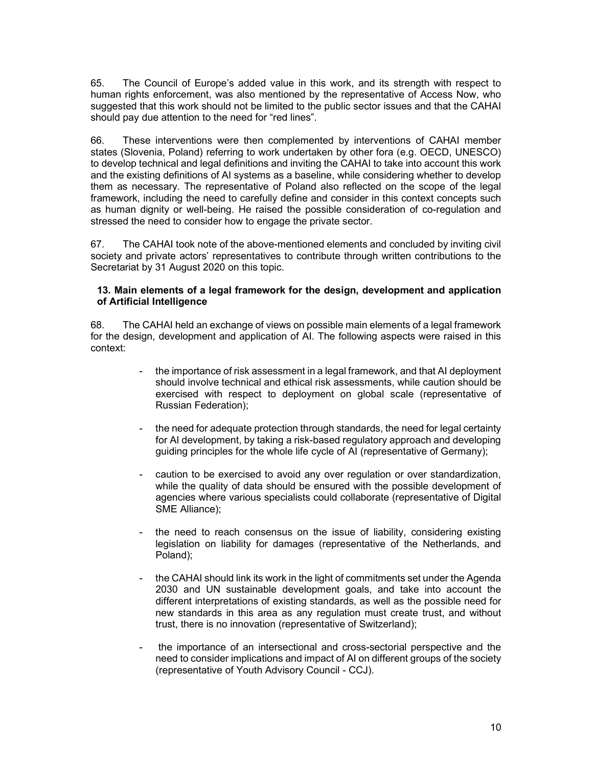65. The Council of Europe's added value in this work, and its strength with respect to human rights enforcement, was also mentioned by the representative of Access Now, who suggested that this work should not be limited to the public sector issues and that the CAHAI should pay due attention to the need for "red lines".

66. These interventions were then complemented by interventions of CAHAI member states (Slovenia, Poland) referring to work undertaken by other fora (e.g. OECD, UNESCO) to develop technical and legal definitions and inviting the CAHAI to take into account this work and the existing definitions of AI systems as a baseline, while considering whether to develop them as necessary. The representative of Poland also reflected on the scope of the legal framework, including the need to carefully define and consider in this context concepts such as human dignity or well-being. He raised the possible consideration of co-regulation and stressed the need to consider how to engage the private sector.

67. The CAHAI took note of the above-mentioned elements and concluded by inviting civil society and private actors' representatives to contribute through written contributions to the Secretariat by 31 August 2020 on this topic.

### 13. Main elements of a legal framework for the design, development and application of Artificial Intelligence

68. The CAHAI held an exchange of views on possible main elements of a legal framework for the design, development and application of AI. The following aspects were raised in this context:

- the importance of risk assessment in a legal framework, and that AI deployment should involve technical and ethical risk assessments, while caution should be exercised with respect to deployment on global scale (representative of Russian Federation);

- the need for adequate protection through standards, the need for legal certainty for AI development, by taking a risk-based regulatory approach and developing guiding principles for the whole life cycle of AI (representative of Germany);

- caution to be exercised to avoid any over regulation or over standardization, while the quality of data should be ensured with the possible development of agencies where various specialists could collaborate (representative of Digital SME Alliance);

- the need to reach consensus on the issue of liability, considering existing legislation on liability for damages (representative of the Netherlands, and Poland);

- the CAHAI should link its work in the light of commitments set under the Agenda 2030 and UN sustainable development goals, and take into account the different interpretations of existing standards, as well as the possible need for new standards in this area as any regulation must create trust, and without trust, there is no innovation (representative of Switzerland);

- the importance of an intersectional and cross-sectorial perspective and the need to consider implications and impact of AI on different groups of the society (representative of Youth Advisory Council - CCJ).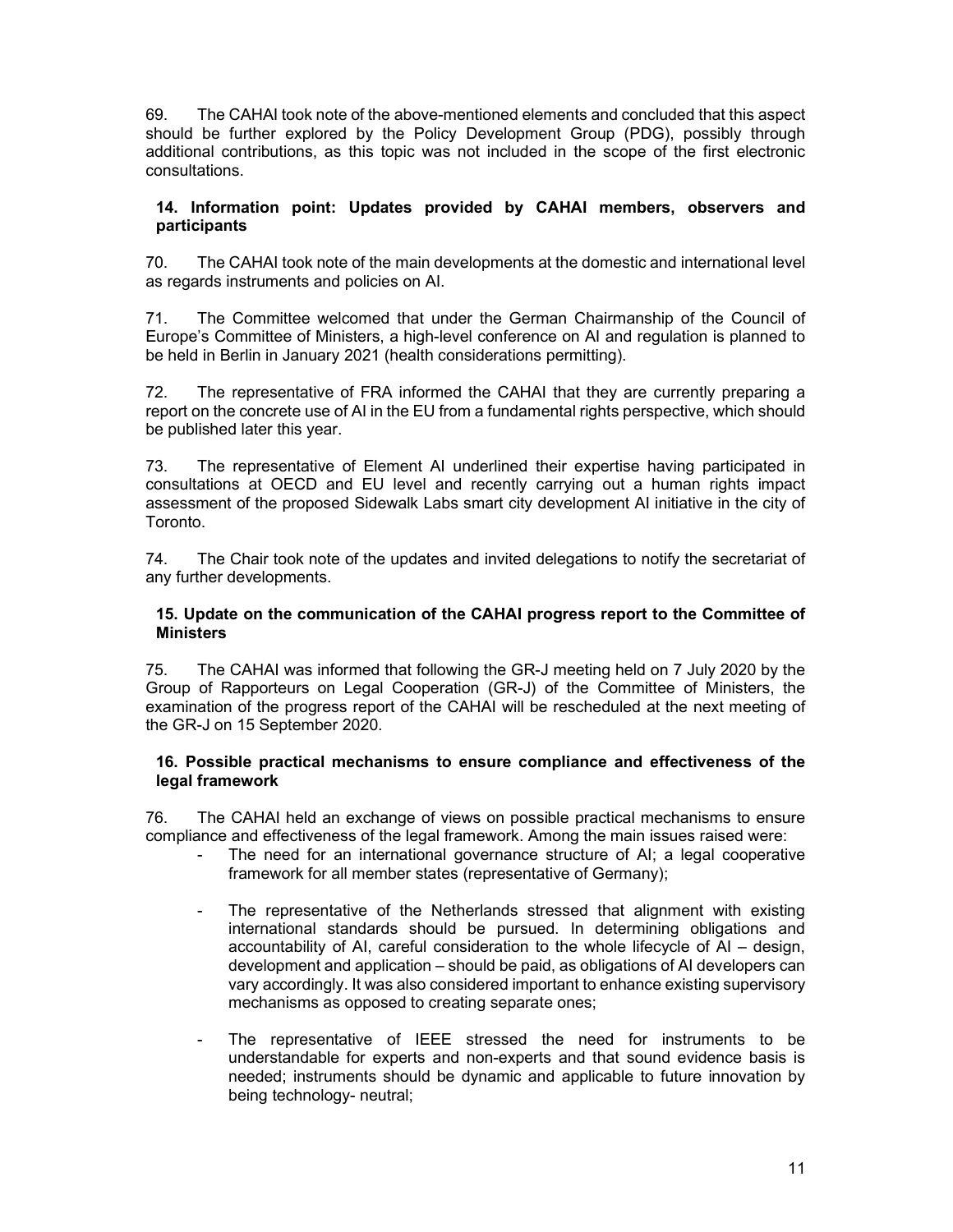69. The CAHAI took note of the above-mentioned elements and concluded that this aspect should be further explored by the Policy Development Group (PDG), possibly through additional contributions, as this topic was not included in the scope of the first electronic consultations.

### 14. Information point: Updates provided by CAHAI members, observers and participants

70. The CAHAI took note of the main developments at the domestic and international level as regards instruments and policies on AI.

71. The Committee welcomed that under the German Chairmanship of the Council of Europe's Committee of Ministers, a high-level conference on AI and regulation is planned to be held in Berlin in January 2021 (health considerations permitting).

72. The representative of FRA informed the CAHAI that they are currently preparing a report on the concrete use of AI in the EU from a fundamental rights perspective, which should be published later this year.

73. The representative of Element AI underlined their expertise having participated in consultations at OECD and EU level and recently carrying out a human rights impact assessment of the proposed Sidewalk Labs smart city development AI initiative in the city of Toronto.

74. The Chair took note of the updates and invited delegations to notify the secretariat of any further developments.

### 15. Update on the communication of the CAHAI progress report to the Committee of Ministers

75. The CAHAI was informed that following the GR-J meeting held on 7 July 2020 by the Group of Rapporteurs on Legal Cooperation (GR-J) of the Committee of Ministers, the examination of the progress report of the CAHAI will be rescheduled at the next meeting of the GR-J on 15 September 2020.

### 16. Possible practical mechanisms to ensure compliance and effectiveness of the legal framework

76. The CAHAI held an exchange of views on possible practical mechanisms to ensure compliance and effectiveness of the legal framework. Among the main issues raised were:

- The need for an international governance structure of AI; a legal cooperative framework for all member states (representative of Germany);

- The representative of the Netherlands stressed that alignment with existing international standards should be pursued. In determining obligations and accountability of AI, careful consideration to the whole lifecycle of AI – design, development and application – should be paid, as obligations of AI developers can vary accordingly. It was also considered important to enhance existing supervisory mechanisms as opposed to creating separate ones;

- The representative of IEEE stressed the need for instruments to be understandable for experts and non-experts and that sound evidence basis is needed; instruments should be dynamic and applicable to future innovation by being technology- neutral;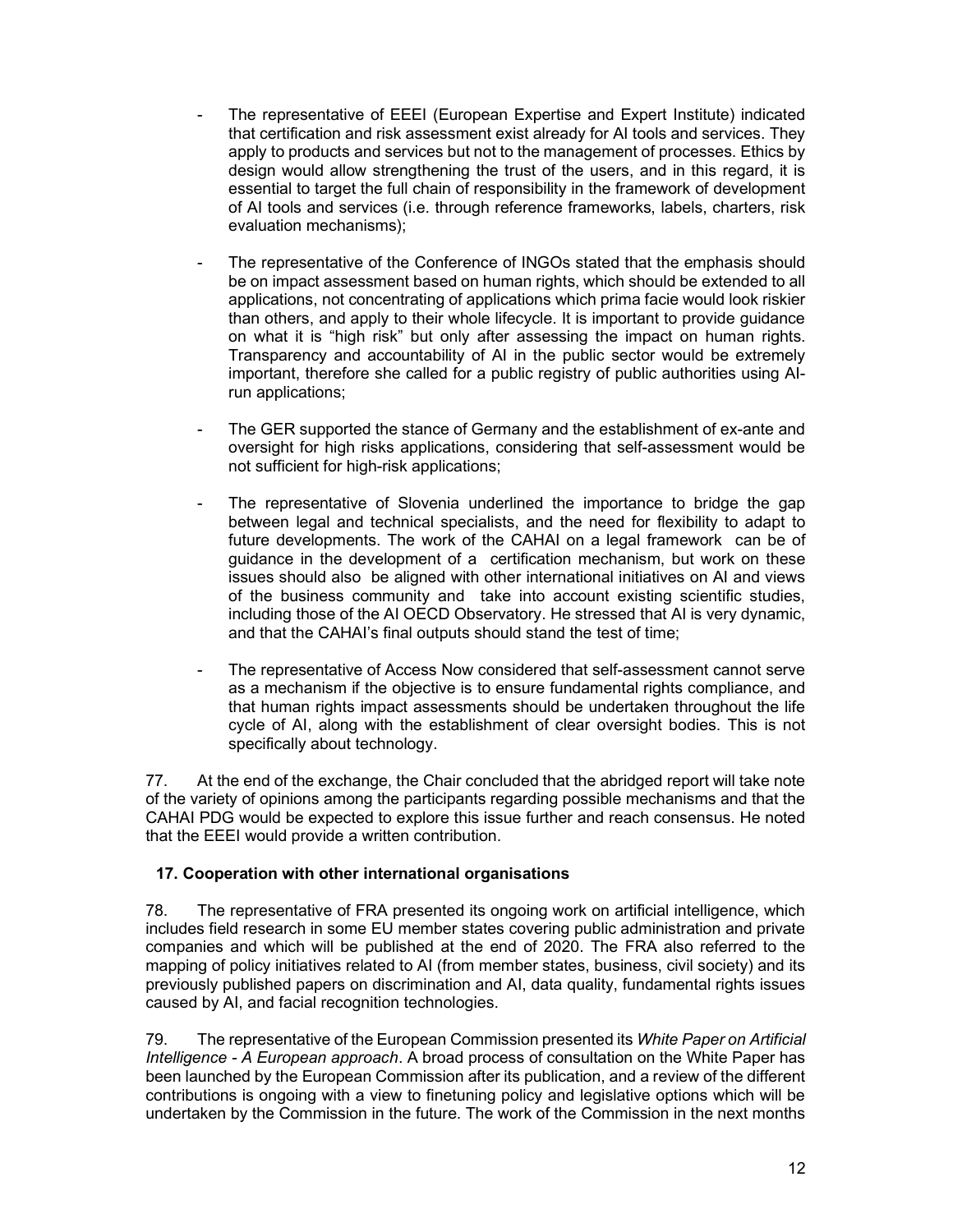- The representative of EEEI (European Expertise and Expert Institute) indicated that certification and risk assessment exist already for AI tools and services. They apply to products and services but not to the management of processes. Ethics by design would allow strengthening the trust of the users, and in this regard, it is essential to target the full chain of responsibility in the framework of development of AI tools and services (i.e. through reference frameworks, labels, charters, risk evaluation mechanisms);

- The representative of the Conference of INGOs stated that the emphasis should be on impact assessment based on human rights, which should be extended to all applications, not concentrating of applications which prima facie would look riskier than others, and apply to their whole lifecycle. It is important to provide guidance on what it is "high risk" but only after assessing the impact on human rights. Transparency and accountability of AI in the public sector would be extremely important, therefore she called for a public registry of public authorities using AI-run applications;

- The GER supported the stance of Germany and the establishment of ex-ante and oversight for high risks applications, considering that self-assessment would be not sufficient for high-risk applications;

- The representative of Slovenia underlined the importance to bridge the gap between legal and technical specialists, and the need for flexibility to adapt to future developments. The work of the CAHAI on a legal framework can be of guidance in the development of a certification mechanism, but work on these issues should also be aligned with other international initiatives on AI and views of the business community and take into account existing scientific studies, including those of the AI OECD Observatory. He stressed that AI is very dynamic, and that the CAHAI's final outputs should stand the test of time;

- The representative of Access Now considered that self-assessment cannot serve as a mechanism if the objective is to ensure fundamental rights compliance, and that human rights impact assessments should be undertaken throughout the life cycle of AI, along with the establishment of clear oversight bodies. This is not specifically about technology.

77. At the end of the exchange, the Chair concluded that the abridged report will take note of the variety of opinions among the participants regarding possible mechanisms and that the CAHAI PDG would be expected to explore this issue further and reach consensus. He noted that the EEEI would provide a written contribution.

## 17. Cooperation with other international organisations

78. The representative of FRA presented its ongoing work on artificial intelligence, which includes field research in some EU member states covering public administration and private companies and which will be published at the end of 2020. The FRA also referred to the mapping of policy initiatives related to AI (from member states, business, civil society) and its previously published papers on discrimination and AI, data quality, fundamental rights issues caused by AI, and facial recognition technologies.

79. The representative of the European Commission presented its *White Paper on Artificial Intelligence - A European approach*. A broad process of consultation on the White Paper has been launched by the European Commission after its publication, and a review of the different contributions is ongoing with a view to finetuning policy and legislative options which will be undertaken by the Commission in the future. The work of the Commission in the next months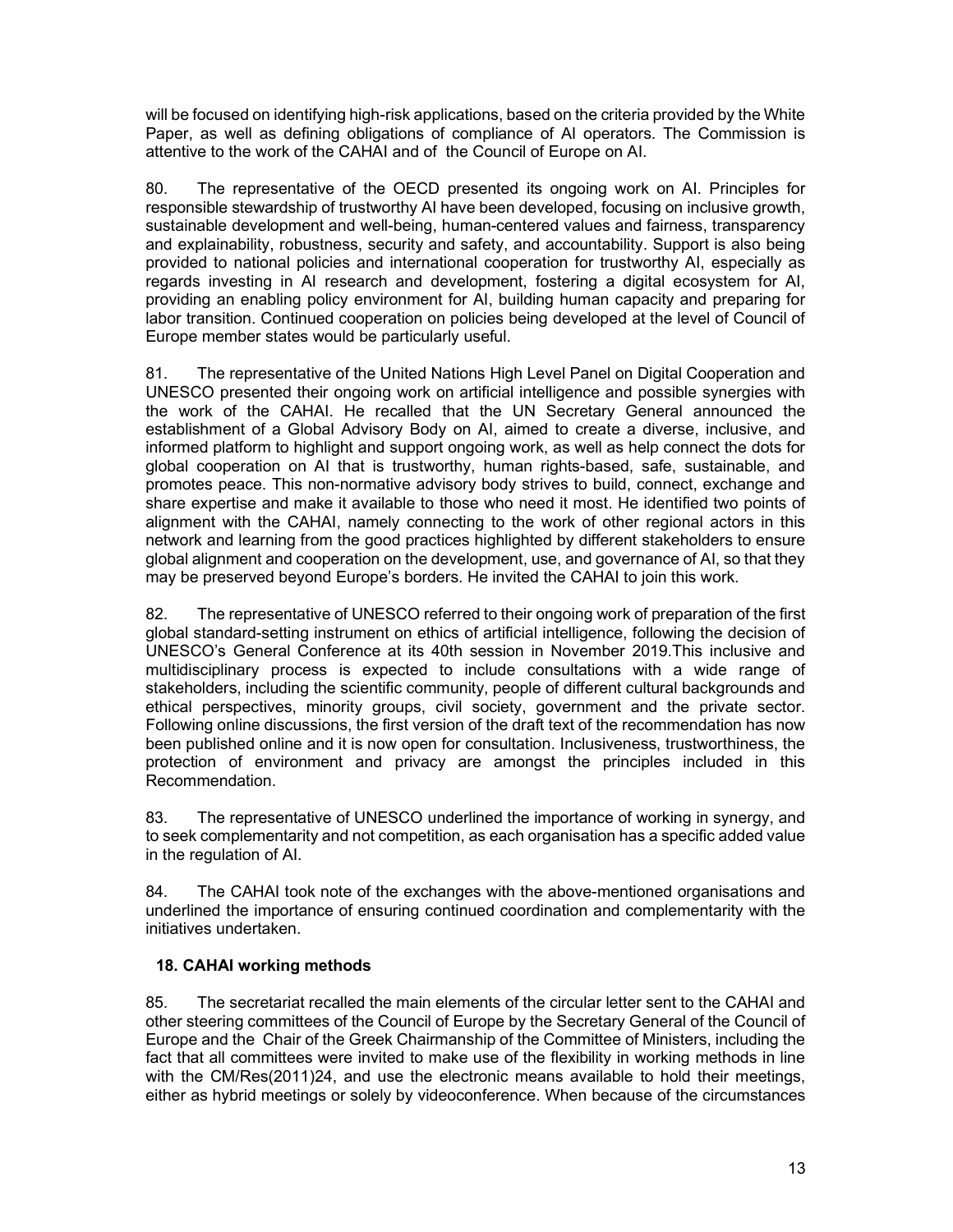will be focused on identifying high-risk applications, based on the criteria provided by the White Paper, as well as defining obligations of compliance of AI operators. The Commission is attentive to the work of the CAHAI and of the Council of Europe on AI.

80. The representative of the OECD presented its ongoing work on AI. Principles for responsible stewardship of trustworthy AI have been developed, focusing on inclusive growth, sustainable development and well-being, human-centered values and fairness, transparency and explainability, robustness, security and safety, and accountability. Support is also being provided to national policies and international cooperation for trustworthy AI, especially as regards investing in AI research and development, fostering a digital ecosystem for AI, providing an enabling policy environment for AI, building human capacity and preparing for labor transition. Continued cooperation on policies being developed at the level of Council of Europe member states would be particularly useful.

81. The representative of the United Nations High Level Panel on Digital Cooperation and UNESCO presented their ongoing work on artificial intelligence and possible synergies with the work of the CAHAI. He recalled that the UN Secretary General announced the establishment of a Global Advisory Body on AI, aimed to create a diverse, inclusive, and informed platform to highlight and support ongoing work, as well as help connect the dots for global cooperation on AI that is trustworthy, human rights-based, safe, sustainable, and promotes peace. This non-normative advisory body strives to build, connect, exchange and share expertise and make it available to those who need it most. He identified two points of alignment with the CAHAI, namely connecting to the work of other regional actors in this network and learning from the good practices highlighted by different stakeholders to ensure global alignment and cooperation on the development, use, and governance of AI, so that they may be preserved beyond Europe's borders. He invited the CAHAI to join this work.

82. The representative of UNESCO referred to their ongoing work of preparation of the first global standard-setting instrument on ethics of artificial intelligence, following the decision of UNESCO's General Conference at its 40th session in November 2019.This inclusive and multidisciplinary process is expected to include consultations with a wide range of stakeholders, including the scientific community, people of different cultural backgrounds and ethical perspectives, minority groups, civil society, government and the private sector. Following online discussions, the first version of the draft text of the recommendation has now been published online and it is now open for consultation. Inclusiveness, trustworthiness, the protection of environment and privacy are amongst the principles included in this Recommendation.

83. The representative of UNESCO underlined the importance of working in synergy, and to seek complementarity and not competition, as each organisation has a specific added value in the regulation of AI.

84. The CAHAI took note of the exchanges with the above-mentioned organisations and underlined the importance of ensuring continued coordination and complementarity with the initiatives undertaken.

## 18. CAHAI working methods

85. The secretariat recalled the main elements of the circular letter sent to the CAHAI and other steering committees of the Council of Europe by the Secretary General of the Council of Europe and the Chair of the Greek Chairmanship of the Committee of Ministers, including the fact that all committees were invited to make use of the flexibility in working methods in line with the CM/Res(2011)24, and use the electronic means available to hold their meetings, either as hybrid meetings or solely by videoconference. When because of the circumstances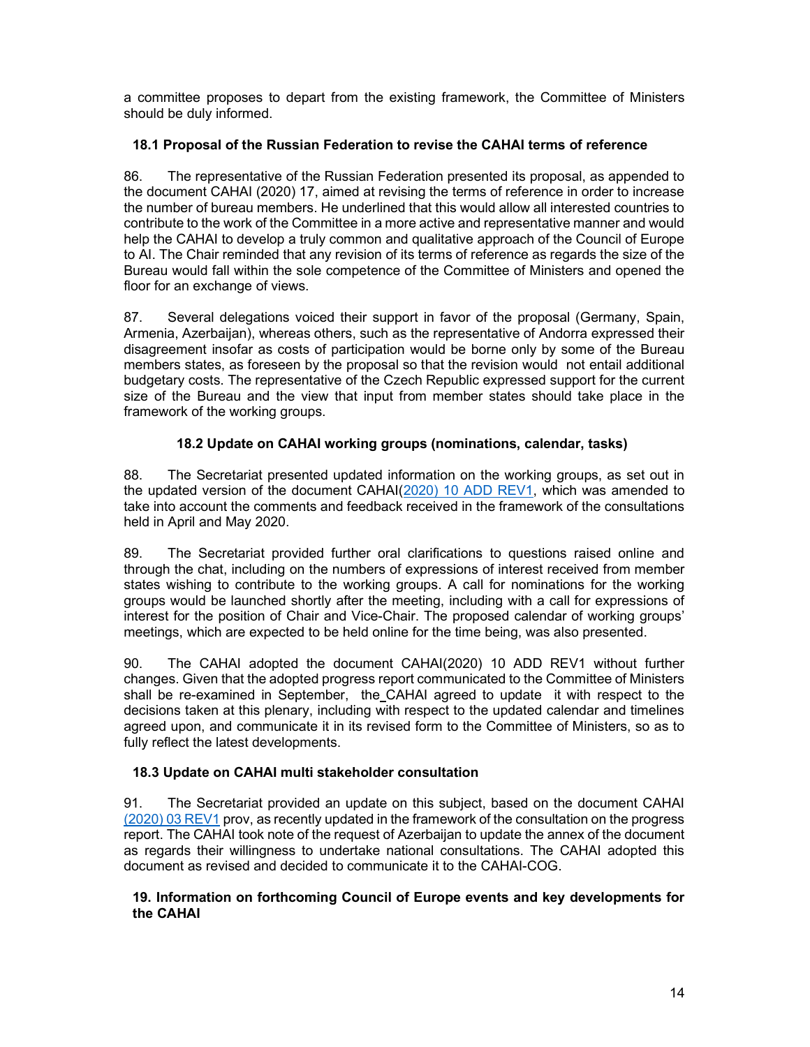a committee proposes to depart from the existing framework, the Committee of Ministers should be duly informed.

### 18.1 Proposal of the Russian Federation to revise the CAHAI terms of reference

86. The representative of the Russian Federation presented its proposal, as appended to the document CAHAI (2020) 17, aimed at revising the terms of reference in order to increase the number of bureau members. He underlined that this would allow all interested countries to contribute to the work of the Committee in a more active and representative manner and would help the CAHAI to develop a truly common and qualitative approach of the Council of Europe to AI. The Chair reminded that any revision of its terms of reference as regards the size of the Bureau would fall within the sole competence of the Committee of Ministers and opened the floor for an exchange of views.

87. Several delegations voiced their support in favor of the proposal (Germany, Spain, Armenia, Azerbaijan), whereas others, such as the representative of Andorra expressed their disagreement insofar as costs of participation would be borne only by some of the Bureau members states, as foreseen by the proposal so that the revision would not entail additional budgetary costs. The representative of the Czech Republic expressed support for the current size of the Bureau and the view that input from member states should take place in the framework of the working groups.

### 18.2 Update on CAHAI working groups (nominations, calendar, tasks)

88. The Secretariat presented updated information on the working groups, as set out in the updated version of the document CAHAI(2020) 10 ADD REV1, which was amended to take into account the comments and feedback received in the framework of the consultations held in April and May 2020.

89. The Secretariat provided further oral clarifications to questions raised online and through the chat, including on the numbers of expressions of interest received from member states wishing to contribute to the working groups. A call for nominations for the working groups would be launched shortly after the meeting, including with a call for expressions of interest for the position of Chair and Vice-Chair. The proposed calendar of working groups' meetings, which are expected to be held online for the time being, was also presented.

90. The CAHAI adopted the document CAHAI(2020) 10 ADD REV1 without further changes. Given that the adopted progress report communicated to the Committee of Ministers shall be re-examined in September, the CAHAI agreed to update it with respect to the decisions taken at this plenary, including with respect to the updated calendar and timelines agreed upon, and communicate it in its revised form to the Committee of Ministers, so as to fully reflect the latest developments.

### 18.3 Update on CAHAI multi stakeholder consultation

91. The Secretariat provided an update on this subject, based on the document CAHAI (2020) 03 REV1 prov, as recently updated in the framework of the consultation on the progress report. The CAHAI took note of the request of Azerbaijan to update the annex of the document as regards their willingness to undertake national consultations. The CAHAI adopted this document as revised and decided to communicate it to the CAHAI-COG.

## 19. Information on forthcoming Council of Europe events and key developments for the CAHAI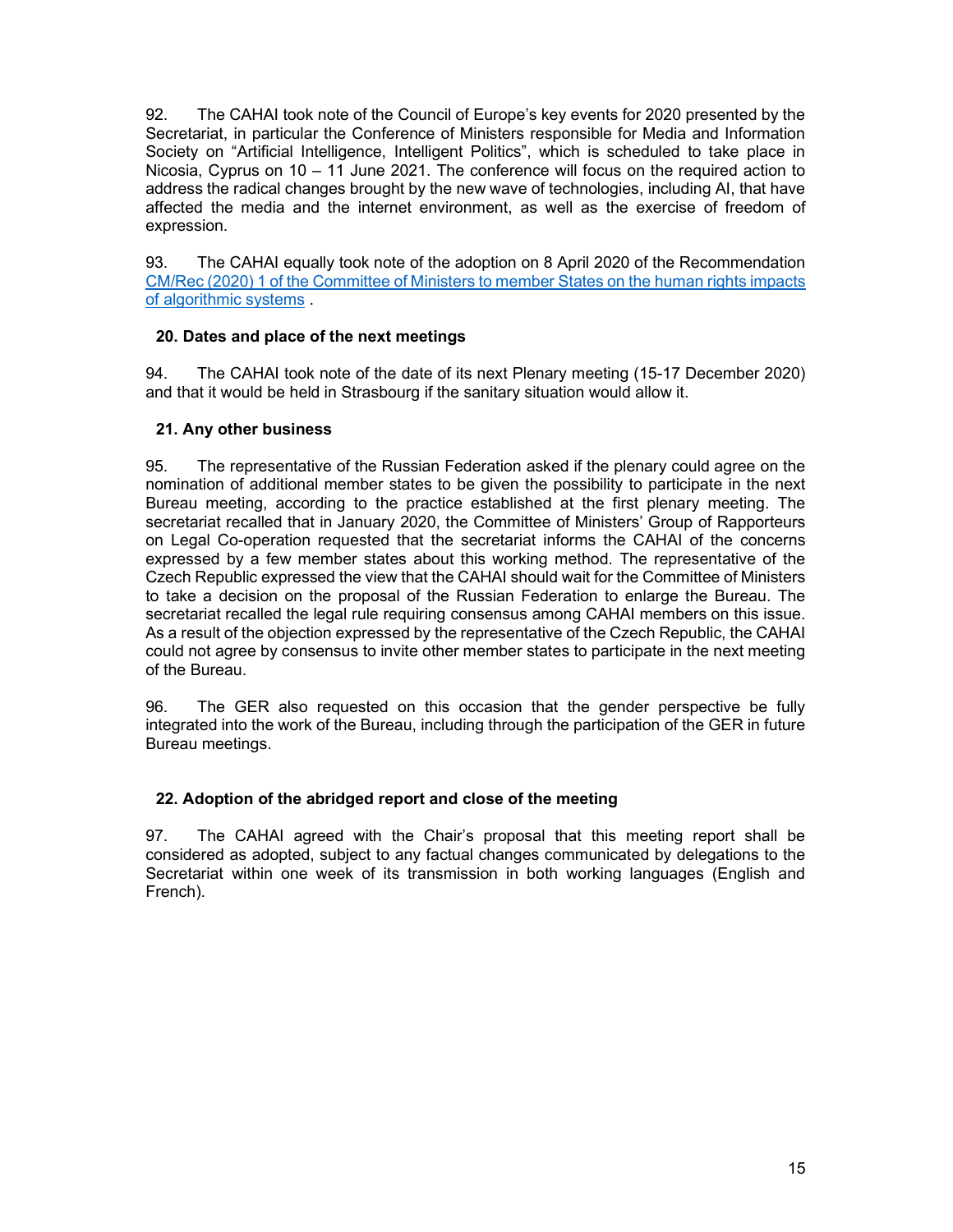92. The CAHAI took note of the Council of Europe's key events for 2020 presented by the Secretariat, in particular the Conference of Ministers responsible for Media and Information Society on "Artificial Intelligence, Intelligent Politics", which is scheduled to take place in Nicosia, Cyprus on 10 – 11 June 2021. The conference will focus on the required action to address the radical changes brought by the new wave of technologies, including AI, that have affected the media and the internet environment, as well as the exercise of freedom of expression.

93. The CAHAI equally took note of the adoption on 8 April 2020 of the Recommendation CM/Rec (2020) 1 of the Committee of Ministers to member States on the human rights impacts of algorithmic systems .

## 20. Dates and place of the next meetings

94. The CAHAI took note of the date of its next Plenary meeting (15-17 December 2020) and that it would be held in Strasbourg if the sanitary situation would allow it.

## 21. Any other business

95. The representative of the Russian Federation asked if the plenary could agree on the nomination of additional member states to be given the possibility to participate in the next Bureau meeting, according to the practice established at the first plenary meeting. The secretariat recalled that in January 2020, the Committee of Ministers' Group of Rapporteurs on Legal Co-operation requested that the secretariat informs the CAHAI of the concerns expressed by a few member states about this working method. The representative of the Czech Republic expressed the view that the CAHAI should wait for the Committee of Ministers to take a decision on the proposal of the Russian Federation to enlarge the Bureau. The secretariat recalled the legal rule requiring consensus among CAHAI members on this issue. As a result of the objection expressed by the representative of the Czech Republic, the CAHAI could not agree by consensus to invite other member states to participate in the next meeting of the Bureau.

96. The GER also requested on this occasion that the gender perspective be fully integrated into the work of the Bureau, including through the participation of the GER in future Bureau meetings.

## 22. Adoption of the abridged report and close of the meeting

97. The CAHAI agreed with the Chair's proposal that this meeting report shall be considered as adopted, subject to any factual changes communicated by delegations to the Secretariat within one week of its transmission in both working languages (English and French).